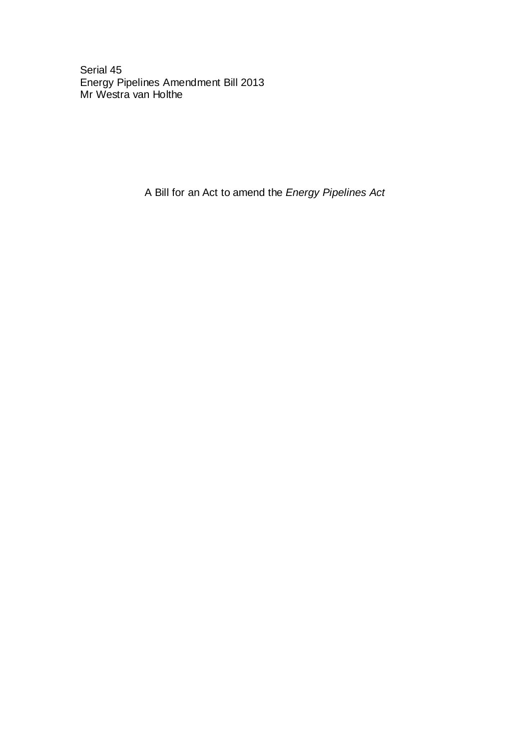Serial 45
Energy Pipelines Amendment Bill 2013
Mr Westra van Holthe

A Bill for an Act to amend the *Energy Pipelines Act*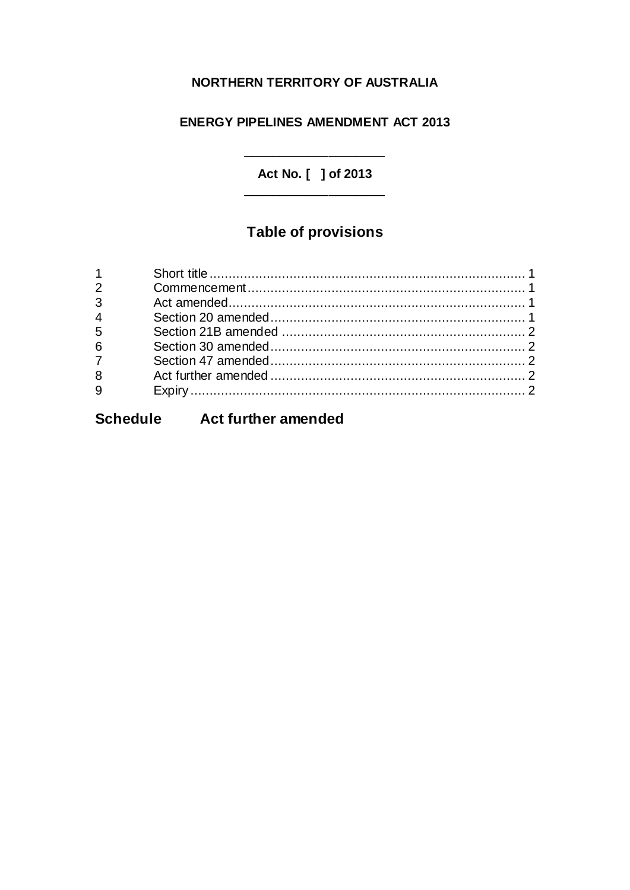**NORTHERN TERRITORY OF AUSTRALIA**

**ENERGY PIPELINES AMENDMENT ACT 2013**

---

**Act No. [ ] of 2013**

---

## Table of provisions

| | | |
|---|---|---|
| 1 | Short title | 1 |
| 2 | Commencement | 1 |
| 3 | Act amended | 1 |
| 4 | Section 20 amended | 1 |
| 5 | Section 21B amended | 2 |
| 6 | Section 30 amended | 2 |
| 7 | Section 47 amended | 2 |
| 8 | Act further amended | 2 |
| 9 | Expiry | 2 |

**Schedule Act further amended**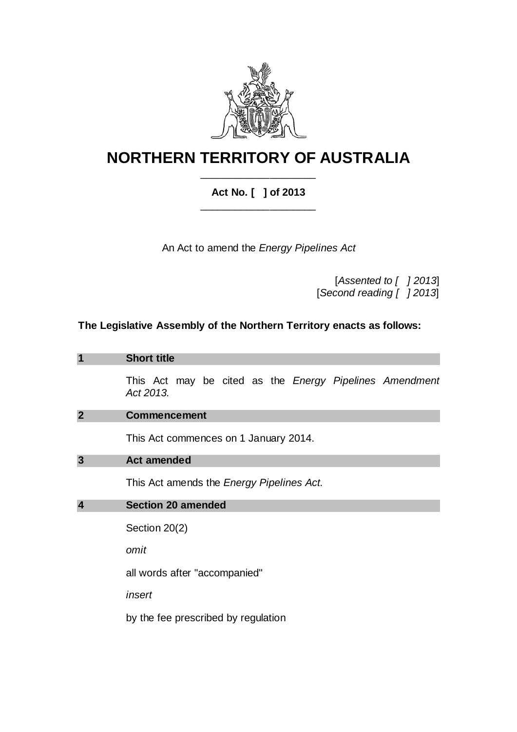# NORTHERN TERRITORY OF AUSTRALIA

**Act No. [ ] of 2013**

An Act to amend the *Energy Pipelines Act*

[*Assented to [ ] 2013*]
[*Second reading [ ] 2013*]

**The Legislative Assembly of the Northern Territory enacts as follows:**

## 1 Short title

This Act may be cited as the *Energy Pipelines Amendment Act 2013.*

## 2 Commencement

This Act commences on 1 January 2014.

## 3 Act amended

This Act amends the *Energy Pipelines Act*.

## 4 Section 20 amended

Section 20(2)

*omit*

all words after "accompanied"

*insert*

by the fee prescribed by regulation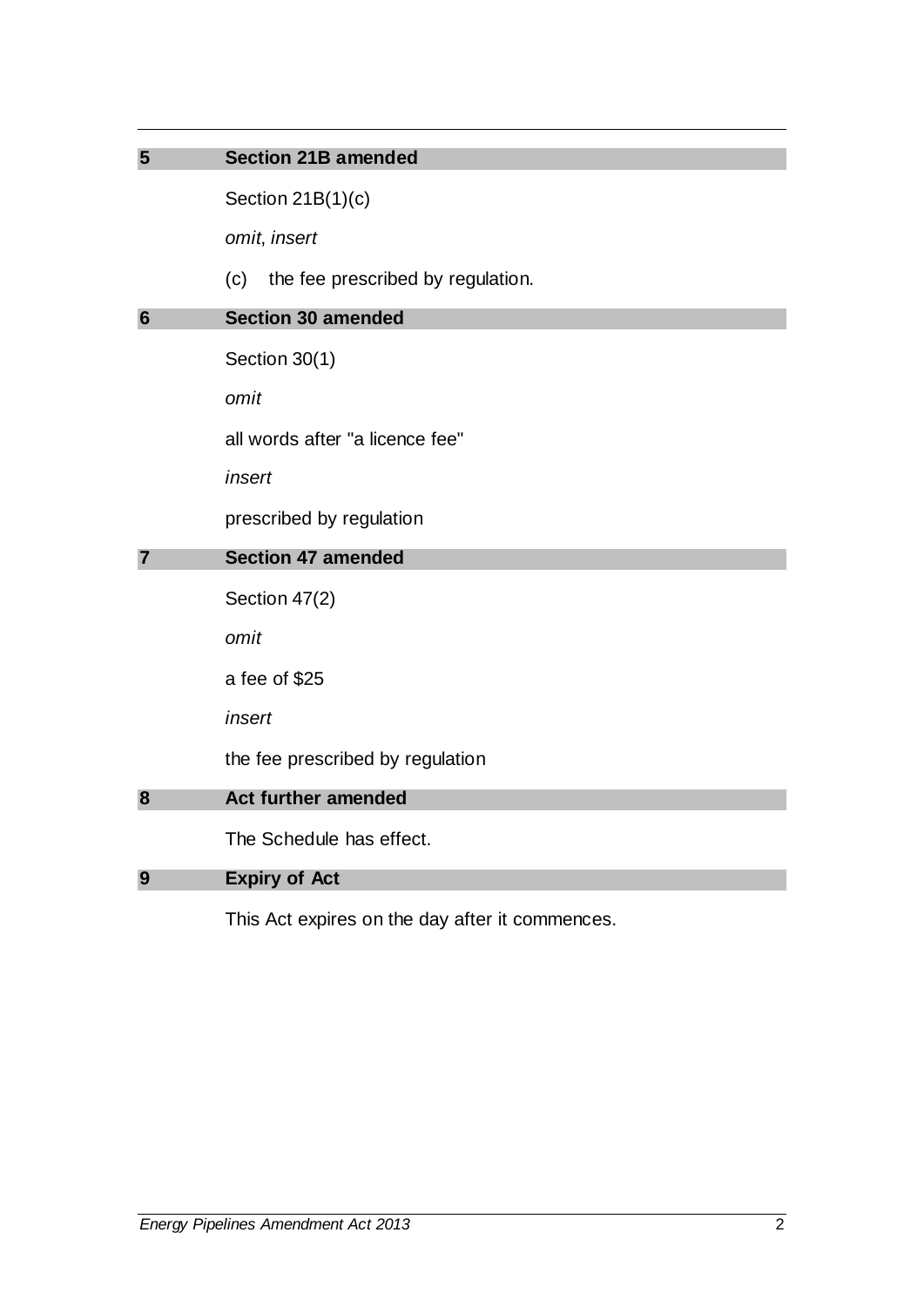## 5 Section 21B amended

Section 21B(1)(c)

*omit*, *insert*

(c) the fee prescribed by regulation.

## 6 Section 30 amended

Section 30(1)

*omit*

all words after "a licence fee"

*insert*

prescribed by regulation

## 7 Section 47 amended

Section 47(2)

*omit*

a fee of $25

*insert*

the fee prescribed by regulation

## 8 Act further amended

The Schedule has effect.

## 9 Expiry of Act

This Act expires on the day after it commences.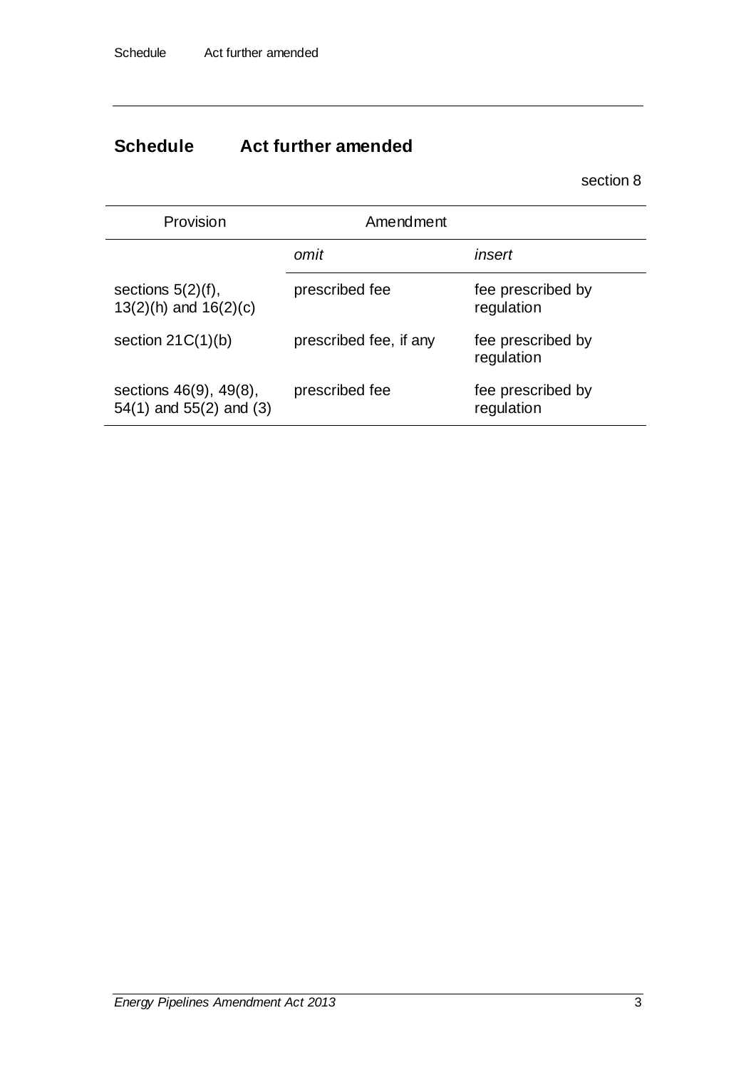## Schedule Act further amended

section 8

| Provision | Amendment | |
|---|---|---|
| | *omit* | *insert* |
| sections 5(2)(f), 13(2)(h) and 16(2)(c) | prescribed fee | fee prescribed by regulation |
| section 21C(1)(b) | prescribed fee, if any | fee prescribed by regulation |
| sections 46(9), 49(8), 54(1) and 55(2) and (3) | prescribed fee | fee prescribed by regulation |